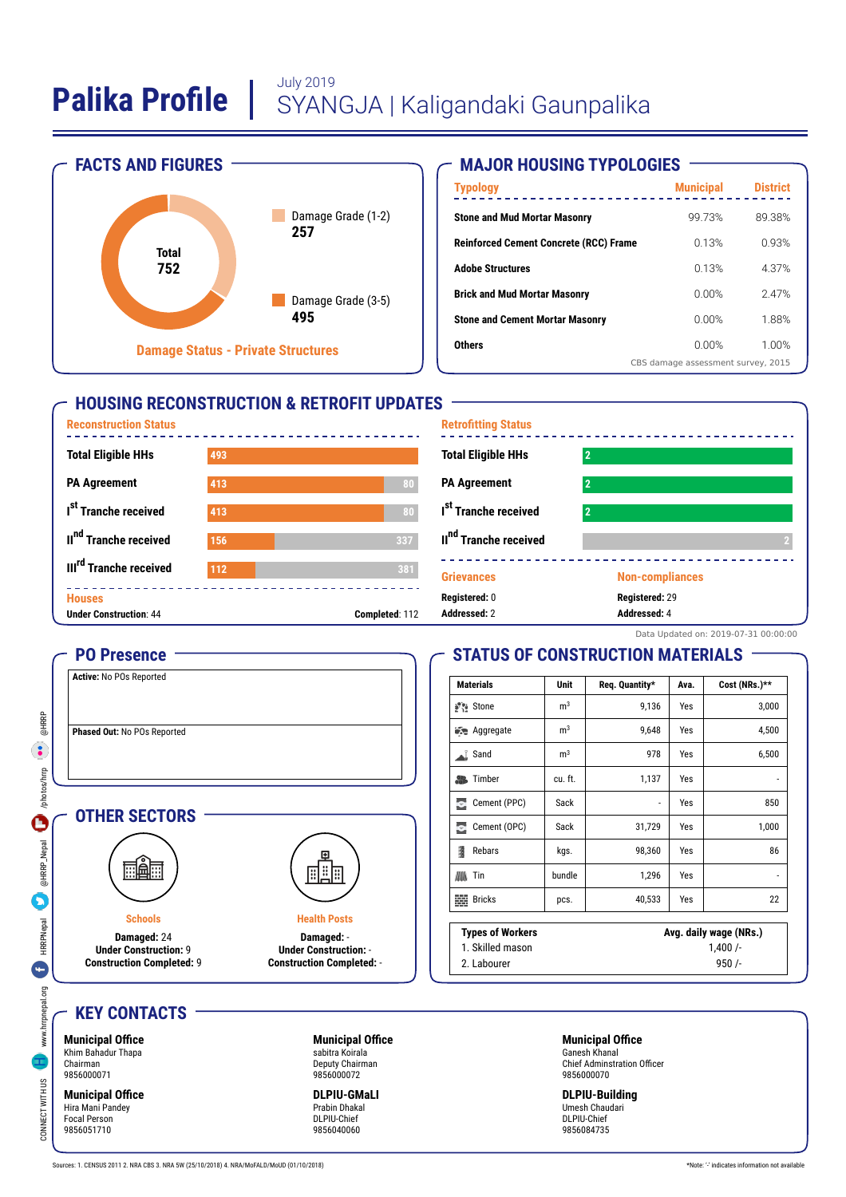# Palika Profile | July 2019 SYANGJA | Kaligandaki Gaunpalika

## FACTS AND FIGURES

Total 752

- Damage Grade (1-2): 257
- Damage Grade (3-5): 495

Damage Status - Private Structures

## MAJOR HOUSING TYPOLOGIES

| Typology | Municipal | District |
|---|---|---|
| Stone and Mud Mortar Masonry | 99.73% | 89.38% |
| Reinforced Cement Concrete (RCC) Frame | 0.13% | 0.93% |
| Adobe Structures | 0.13% | 4.37% |
| Brick and Mud Mortar Masonry | 0.00% | 2.47% |
| Stone and Cement Mortar Masonry | 0.00% | 1.88% |
| Others | 0.00% | 1.00% |

CBS damage assessment survey, 2015

## HOUSING RECONSTRUCTION & RETROFIT UPDATES

### Reconstruction Status

| | Completed | Remaining |
|---|---|---|
| Total Eligible HHs | 493 | |
| PA Agreement | 413 | 80 |
| Ist Tranche received | 413 | 80 |
| IInd Tranche received | 156 | 337 |
| IIIrd Tranche received | 112 | 381 |

**Houses**

Under Construction: 44 | Completed: 112

### Retrofitting Status

| | Completed | Remaining |
|---|---|---|
| Total Eligible HHs | 2 | |
| PA Agreement | 2 | |
| Ist Tranche received | 2 | |
| IInd Tranche received | | 2 |

**Grievances**

Registered: 0
Addressed: 2

**Non-compliances**

Registered: 29
Addressed: 4

Data Updated on: 2019-07-31 00:00:00

## PO Presence

**Active:** No POs Reported

**Phased Out:** No POs Reported

## STATUS OF CONSTRUCTION MATERIALS

| Materials | Unit | Req. Quantity* | Ava. | Cost (NRs.)** |
|---|---|---|---|---|
| Stone | $m^3$ | 9,136 | Yes | 3,000 |
| Aggregate | $m^3$ | 9,648 | Yes | 4,500 |
| Sand | $m^3$ | 978 | Yes | 6,500 |
| Timber | cu. ft. | 1,137 | Yes | - |
| Cement (PPC) | Sack | - | Yes | 850 |
| Cement (OPC) | Sack | 31,729 | Yes | 1,000 |
| Rebars | kgs. | 98,360 | Yes | 86 |
| Tin | bundle | 1,296 | Yes | - |
| Bricks | pcs. | 40,533 | Yes | 22 |

| Types of Workers | Avg. daily wage (NRs.) |
|---|---|
| 1. Skilled mason | 1,400 /- |
| 2. Labourer | 950 /- |

## OTHER SECTORS

**Schools**

**Damaged:** 24
**Under Construction:** 9
**Construction Completed:** 9

**Health Posts**

**Damaged:** -
**Under Construction:** -
**Construction Completed:** -

## KEY CONTACTS

**Municipal Office**
Khim Bahadur Thapa
Chairman
9856000071

**Municipal Office**
sabitra Koirala
Deputy Chairman
9856000072

**Municipal Office**
Ganesh Khanal
Chief Adminstration Officer
9856000070

**Municipal Office**
Hira Mani Pandey
Focal Person
9856051710

**DLPIU-GMaLI**
Prabin Dhakal
DLPIU-Chief
9856040060

**DLPIU-Building**
Umesh Chaudari
DLPIU-Chief
9856084735

CONNECT WITH US: www.hrrpnepal.org | HRRPNepal | @HRRP_Nepal | /photos/hrrp | @HRRP

Sources: 1. CENSUS 2011 2. NRA CBS 3. NRA 5W (25/10/2018) 4. NRA/MoFALD/MoUD (01/10/2018)

*Note: '-' indicates information not available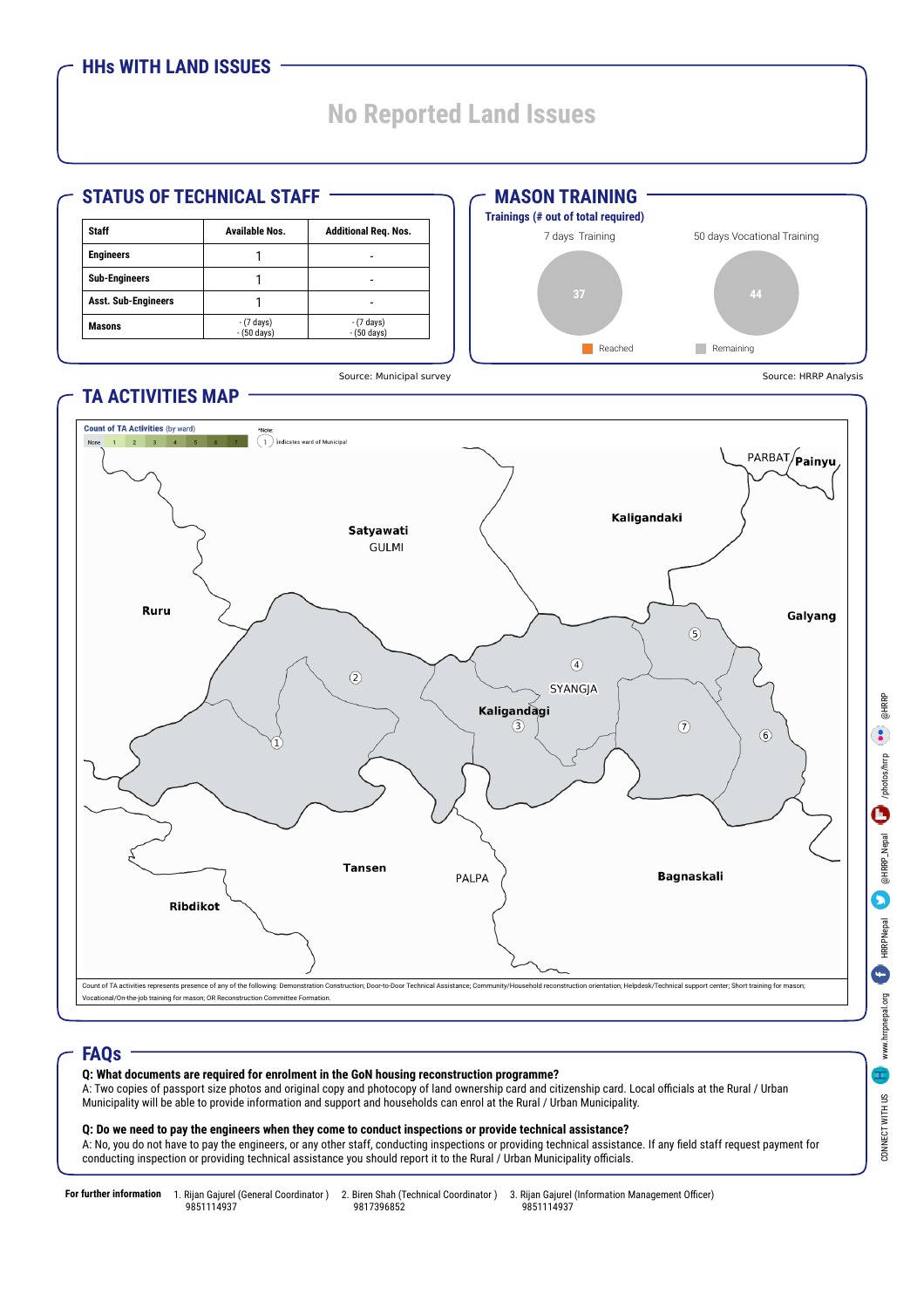## HHs WITH LAND ISSUES

No Reported Land Issues

## STATUS OF TECHNICAL STAFF

| Staff | Available Nos. | Additional Req. Nos. |
|---|---|---|
| Engineers | 1 | - |
| Sub-Engineers | 1 | - |
| Asst. Sub-Engineers | 1 | - |
| Masons | - (7 days)<br>- (50 days) | - (7 days)<br>- (50 days) |

Source: Municipal survey

## MASON TRAINING

**Trainings (# out of total required)**

7 days Training

37

50 days Vocational Training

44

Reached

Remaining

Source: HRRP Analysis

## TA ACTIVITIES MAP

Count of TA Activities (by ward)

None 1 2 3 4 5 6 7

*Note: (1) indicates ward of Municipal

PARBAT
Painyu
Kaligandaki
Satyawati
GULMI
Ruru
Galyang
SYANGJA
Kaligandagi
Tansen
PALPA
Bagnaskali
Ribdikot

1 2 3 4 5 6 7

Count of TA activities represents presence of any of the following: Demonstration Construction; Door-to-Door Technical Assistance; Community/Household reconstruction orientation; Helpdesk/Technical support center; Short training for mason; Vocational/On-the-job training for mason; OR Reconstruction Committee Formation.

## FAQs

**Q: What documents are required for enrolment in the GoN housing reconstruction programme?**
A: Two copies of passport size photos and original copy and photocopy of land ownership card and citizenship card. Local officials at the Rural / Urban Municipality will be able to provide information and support and households can enrol at the Rural / Urban Municipality.

**Q: Do we need to pay the engineers when they come to conduct inspections or provide technical assistance?**
A: No, you do not have to pay the engineers, or any other staff, conducting inspections or providing technical assistance. If any field staff request payment for conducting inspection or providing technical assistance you should report it to the Rural / Urban Municipality officials.

**For further information** 1. Rijan Gajurel (General Coordinator ) 9851114937 2. Biren Shah (Technical Coordinator ) 9817396852 3. Rijan Gajurel (Information Management Officer) 9851114937

CONNECT WITH US www.hrrpnepal.org HRRPNepal @HRRP_Nepal /photos/hrrp @HRRP